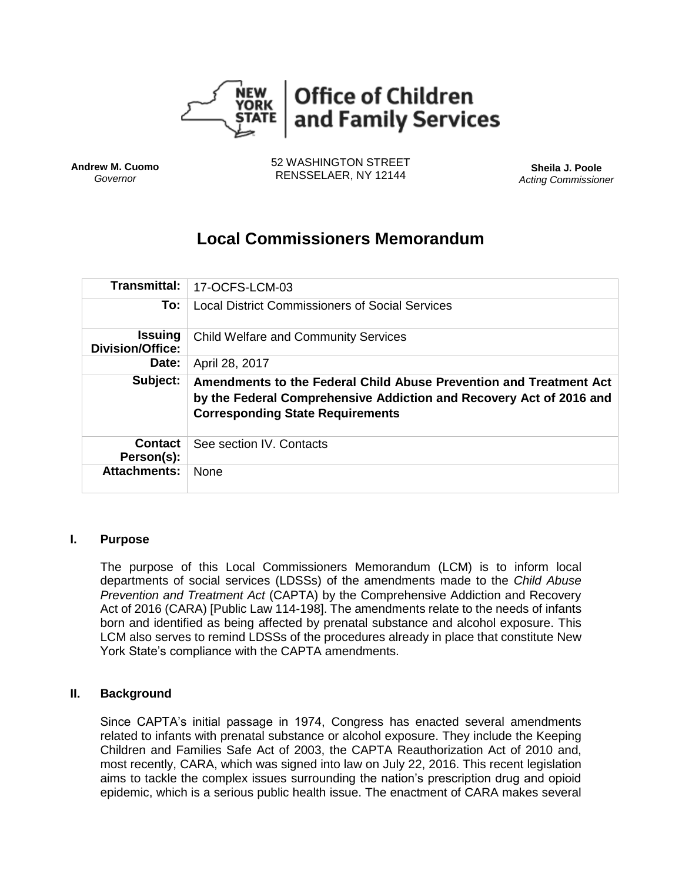**Office of Children and Family Services**

**Andrew M. Cuomo**
*Governor*

52 WASHINGTON STREET
RENSSELAER, NY 12144

**Sheila J. Poole**
*Acting Commissioner*

# Local Commissioners Memorandum

| | |
|---|---|
| **Transmittal:** | 17-OCFS-LCM-03 |
| **To:** | Local District Commissioners of Social Services |
| **Issuing Division/Office:** | Child Welfare and Community Services |
| **Date:** | April 28, 2017 |
| **Subject:** | **Amendments to the Federal Child Abuse Prevention and Treatment Act by the Federal Comprehensive Addiction and Recovery Act of 2016 and Corresponding State Requirements** |
| **Contact Person(s):** | See section IV. Contacts |
| **Attachments:** | None |

## I. Purpose

The purpose of this Local Commissioners Memorandum (LCM) is to inform local departments of social services (LDSSs) of the amendments made to the *Child Abuse Prevention and Treatment Act* (CAPTA) by the Comprehensive Addiction and Recovery Act of 2016 (CARA) [Public Law 114-198]. The amendments relate to the needs of infants born and identified as being affected by prenatal substance and alcohol exposure. This LCM also serves to remind LDSSs of the procedures already in place that constitute New York State's compliance with the CAPTA amendments.

## II. Background

Since CAPTA's initial passage in 1974, Congress has enacted several amendments related to infants with prenatal substance or alcohol exposure. They include the Keeping Children and Families Safe Act of 2003, the CAPTA Reauthorization Act of 2010 and, most recently, CARA, which was signed into law on July 22, 2016. This recent legislation aims to tackle the complex issues surrounding the nation's prescription drug and opioid epidemic, which is a serious public health issue. The enactment of CARA makes several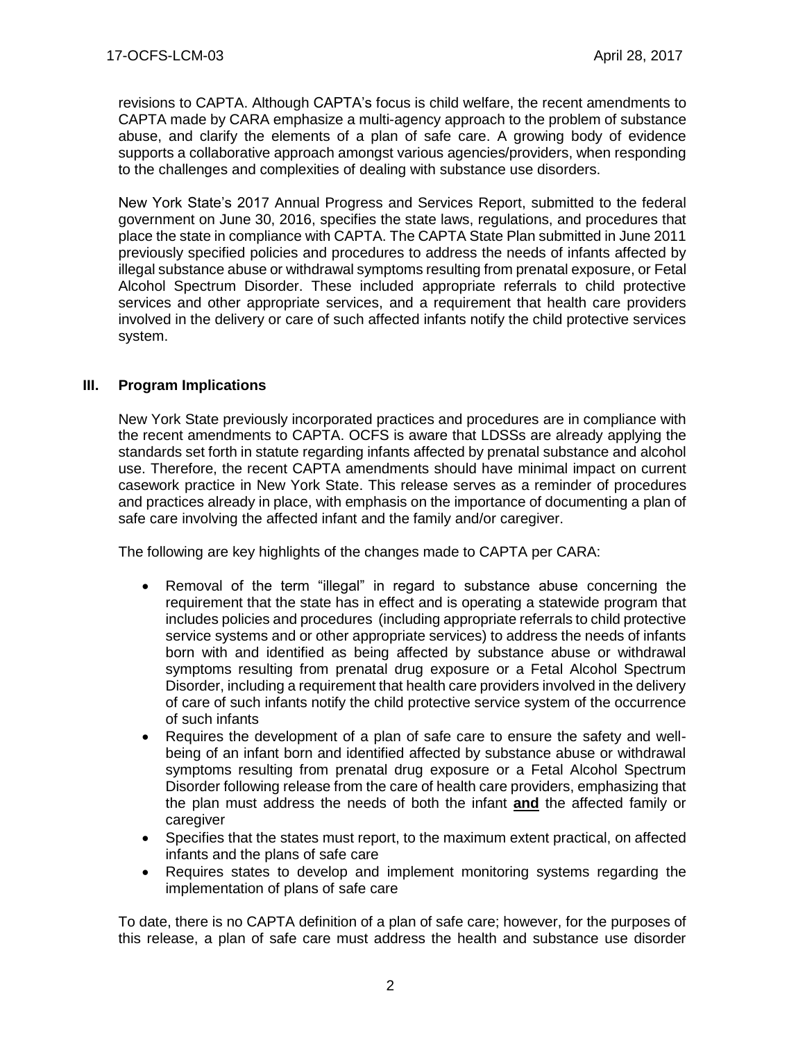revisions to CAPTA. Although CAPTA's focus is child welfare, the recent amendments to CAPTA made by CARA emphasize a multi-agency approach to the problem of substance abuse, and clarify the elements of a plan of safe care. A growing body of evidence supports a collaborative approach amongst various agencies/providers, when responding to the challenges and complexities of dealing with substance use disorders.

New York State's 2017 Annual Progress and Services Report, submitted to the federal government on June 30, 2016, specifies the state laws, regulations, and procedures that place the state in compliance with CAPTA. The CAPTA State Plan submitted in June 2011 previously specified policies and procedures to address the needs of infants affected by illegal substance abuse or withdrawal symptoms resulting from prenatal exposure, or Fetal Alcohol Spectrum Disorder. These included appropriate referrals to child protective services and other appropriate services, and a requirement that health care providers involved in the delivery or care of such affected infants notify the child protective services system.

## III. Program Implications

New York State previously incorporated practices and procedures are in compliance with the recent amendments to CAPTA. OCFS is aware that LDSSs are already applying the standards set forth in statute regarding infants affected by prenatal substance and alcohol use. Therefore, the recent CAPTA amendments should have minimal impact on current casework practice in New York State. This release serves as a reminder of procedures and practices already in place, with emphasis on the importance of documenting a plan of safe care involving the affected infant and the family and/or caregiver.

The following are key highlights of the changes made to CAPTA per CARA:

- Removal of the term "illegal" in regard to substance abuse concerning the requirement that the state has in effect and is operating a statewide program that includes policies and procedures (including appropriate referrals to child protective service systems and or other appropriate services) to address the needs of infants born with and identified as being affected by substance abuse or withdrawal symptoms resulting from prenatal drug exposure or a Fetal Alcohol Spectrum Disorder, including a requirement that health care providers involved in the delivery of care of such infants notify the child protective service system of the occurrence of such infants
- Requires the development of a plan of safe care to ensure the safety and well-being of an infant born and identified affected by substance abuse or withdrawal symptoms resulting from prenatal drug exposure or a Fetal Alcohol Spectrum Disorder following release from the care of health care providers, emphasizing that the plan must address the needs of both the infant **and** the affected family or caregiver
- Specifies that the states must report, to the maximum extent practical, on affected infants and the plans of safe care
- Requires states to develop and implement monitoring systems regarding the implementation of plans of safe care

To date, there is no CAPTA definition of a plan of safe care; however, for the purposes of this release, a plan of safe care must address the health and substance use disorder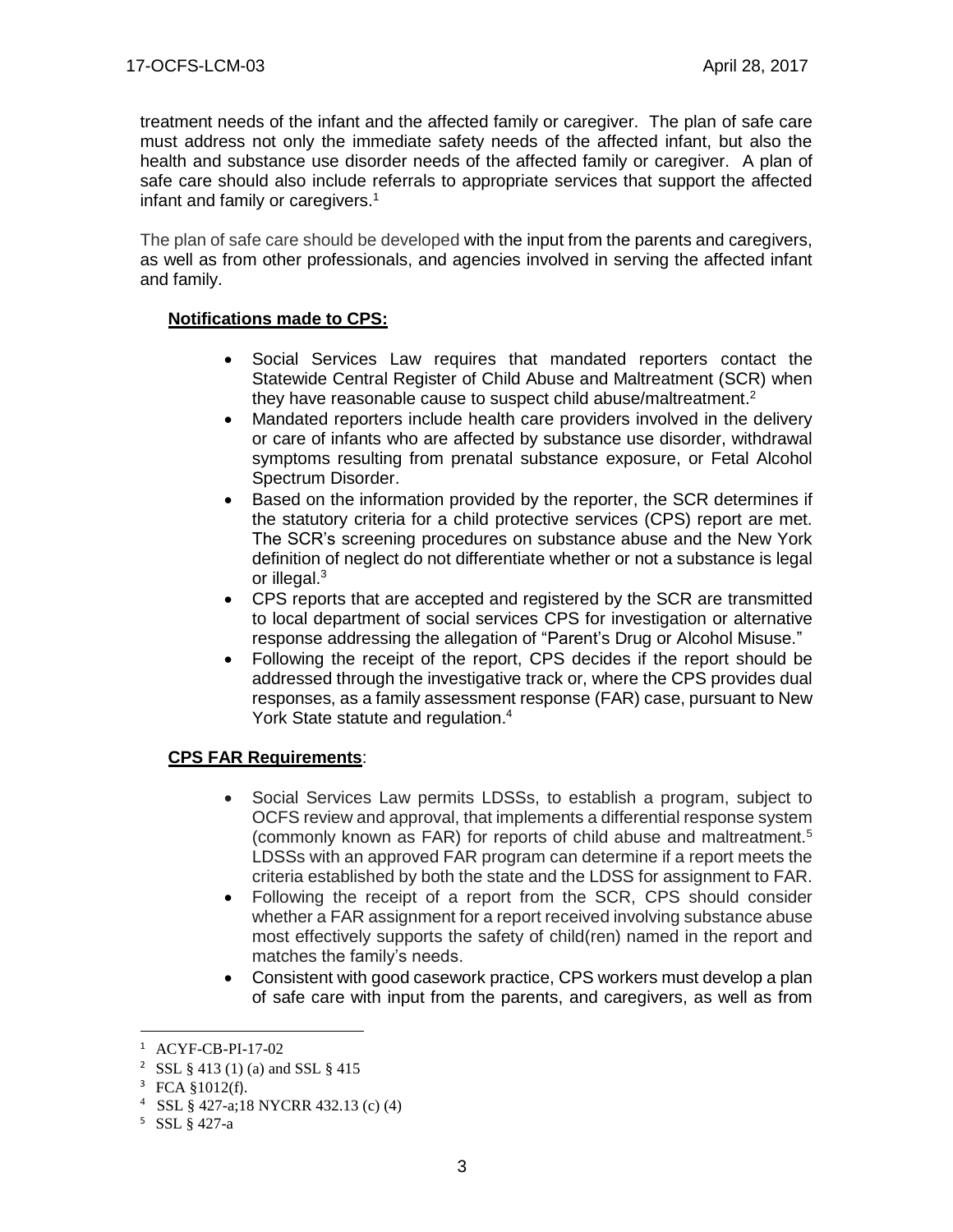treatment needs of the infant and the affected family or caregiver. The plan of safe care must address not only the immediate safety needs of the affected infant, but also the health and substance use disorder needs of the affected family or caregiver. A plan of safe care should also include referrals to appropriate services that support the affected infant and family or caregivers.[1]

The plan of safe care should be developed with the input from the parents and caregivers, as well as from other professionals, and agencies involved in serving the affected infant and family.

**Notifications made to CPS:**

- Social Services Law requires that mandated reporters contact the Statewide Central Register of Child Abuse and Maltreatment (SCR) when they have reasonable cause to suspect child abuse/maltreatment.[2]
- Mandated reporters include health care providers involved in the delivery or care of infants who are affected by substance use disorder, withdrawal symptoms resulting from prenatal substance exposure, or Fetal Alcohol Spectrum Disorder.
- Based on the information provided by the reporter, the SCR determines if the statutory criteria for a child protective services (CPS) report are met. The SCR's screening procedures on substance abuse and the New York definition of neglect do not differentiate whether or not a substance is legal or illegal.[3]
- CPS reports that are accepted and registered by the SCR are transmitted to local department of social services CPS for investigation or alternative response addressing the allegation of "Parent's Drug or Alcohol Misuse."
- Following the receipt of the report, CPS decides if the report should be addressed through the investigative track or, where the CPS provides dual responses, as a family assessment response (FAR) case, pursuant to New York State statute and regulation.[4]

**CPS FAR Requirements**:

- Social Services Law permits LDSSs, to establish a program, subject to OCFS review and approval, that implements a differential response system (commonly known as FAR) for reports of child abuse and maltreatment.[5] LDSSs with an approved FAR program can determine if a report meets the criteria established by both the state and the LDSS for assignment to FAR.
- Following the receipt of a report from the SCR, CPS should consider whether a FAR assignment for a report received involving substance abuse most effectively supports the safety of child(ren) named in the report and matches the family's needs.
- Consistent with good casework practice, CPS workers must develop a plan of safe care with input from the parents, and caregivers, as well as from

---

[1] ACYF-CB-PI-17-02

[2] SSL § 413 (1) (a) and SSL § 415

[3] FCA §1012(f).

[4] SSL § 427-a;18 NYCRR 432.13 (c) (4)

[5] SSL § 427-a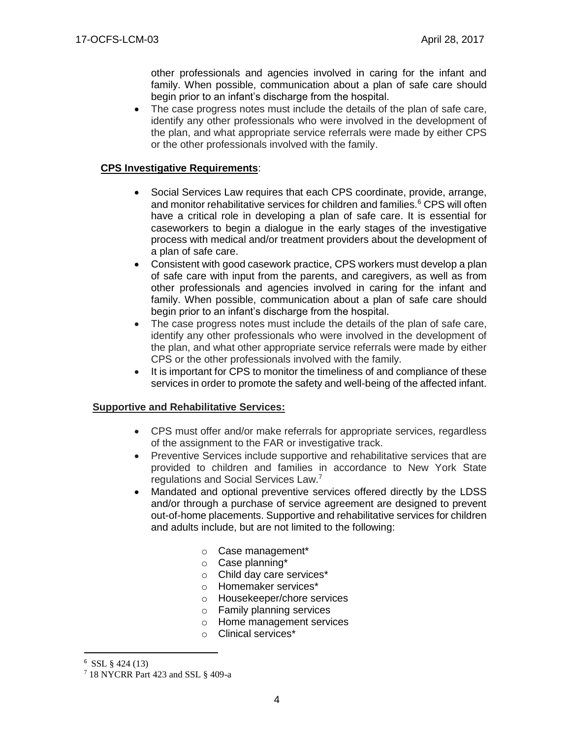other professionals and agencies involved in caring for the infant and family. When possible, communication about a plan of safe care should begin prior to an infant's discharge from the hospital.

- The case progress notes must include the details of the plan of safe care, identify any other professionals who were involved in the development of the plan, and what appropriate service referrals were made by either CPS or the other professionals involved with the family.

**CPS Investigative Requirements**:

- Social Services Law requires that each CPS coordinate, provide, arrange, and monitor rehabilitative services for children and families.[6] CPS will often have a critical role in developing a plan of safe care. It is essential for caseworkers to begin a dialogue in the early stages of the investigative process with medical and/or treatment providers about the development of a plan of safe care.
- Consistent with good casework practice, CPS workers must develop a plan of safe care with input from the parents, and caregivers, as well as from other professionals and agencies involved in caring for the infant and family. When possible, communication about a plan of safe care should begin prior to an infant's discharge from the hospital.
- The case progress notes must include the details of the plan of safe care, identify any other professionals who were involved in the development of the plan, and what other appropriate service referrals were made by either CPS or the other professionals involved with the family.
- It is important for CPS to monitor the timeliness of and compliance of these services in order to promote the safety and well-being of the affected infant.

**Supportive and Rehabilitative Services:**

- CPS must offer and/or make referrals for appropriate services, regardless of the assignment to the FAR or investigative track.
- Preventive Services include supportive and rehabilitative services that are provided to children and families in accordance to New York State regulations and Social Services Law.[7]
- Mandated and optional preventive services offered directly by the LDSS and/or through a purchase of service agreement are designed to prevent out-of-home placements. Supportive and rehabilitative services for children and adults include, but are not limited to the following:
    - Case management*
    - Case planning*
    - Child day care services*
    - Homemaker services*
    - Housekeeper/chore services
    - Family planning services
    - Home management services
    - Clinical services*

---

[6] SSL § 424 (13)

[7] 18 NYCRR Part 423 and SSL § 409-a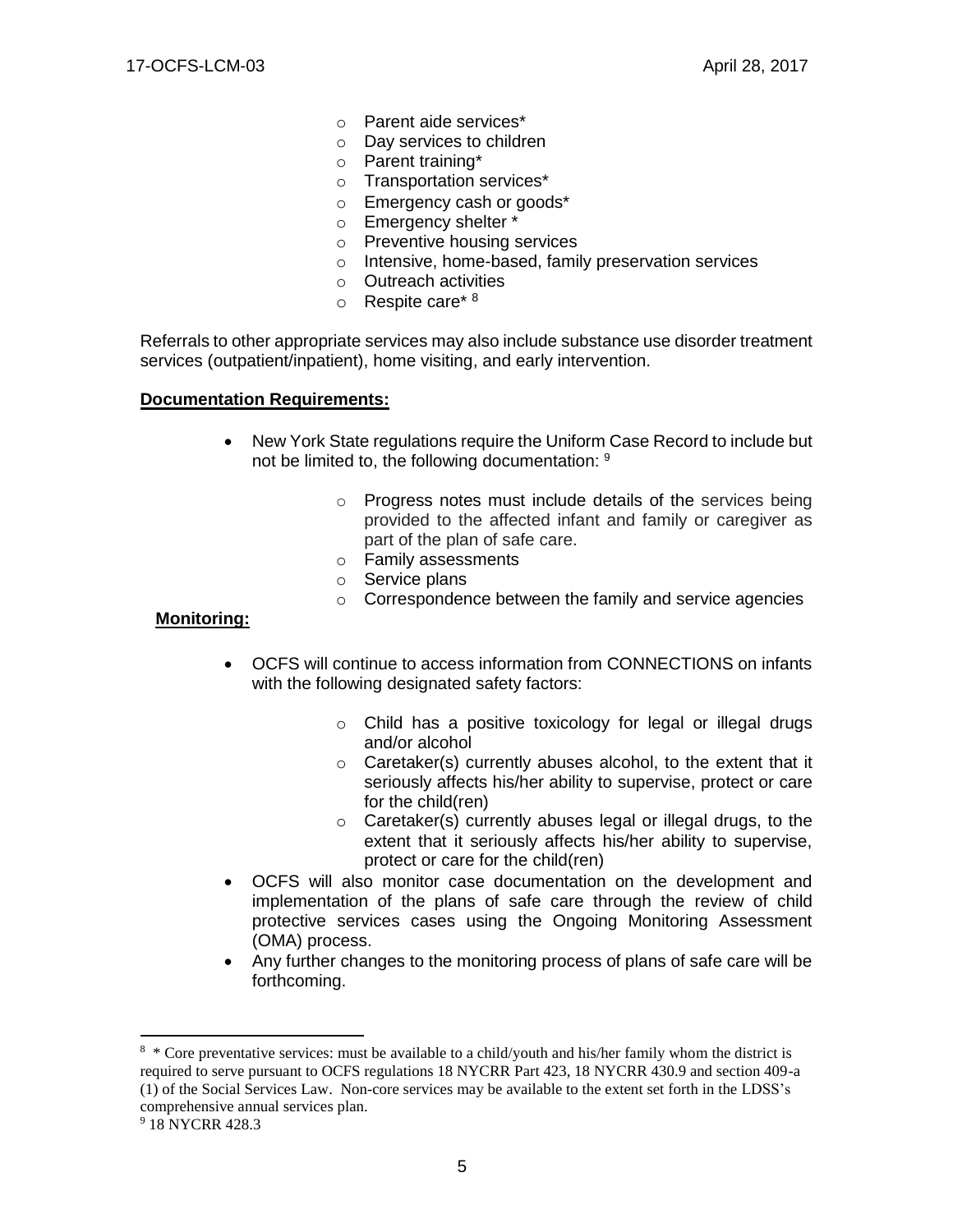- Parent aide services*
- Day services to children
- Parent training*
- Transportation services*
- Emergency cash or goods*
- Emergency shelter *
- Preventive housing services
- Intensive, home-based, family preservation services
- Outreach activities
- Respite care* [8]

Referrals to other appropriate services may also include substance use disorder treatment services (outpatient/inpatient), home visiting, and early intervention.

**Documentation Requirements:**

- New York State regulations require the Uniform Case Record to include but not be limited to, the following documentation: [9]
  - Progress notes must include details of the services being provided to the affected infant and family or caregiver as part of the plan of safe care.
  - Family assessments
  - Service plans
  - Correspondence between the family and service agencies

**Monitoring:**

- OCFS will continue to access information from CONNECTIONS on infants with the following designated safety factors:
  - Child has a positive toxicology for legal or illegal drugs and/or alcohol
  - Caretaker(s) currently abuses alcohol, to the extent that it seriously affects his/her ability to supervise, protect or care for the child(ren)
  - Caretaker(s) currently abuses legal or illegal drugs, to the extent that it seriously affects his/her ability to supervise, protect or care for the child(ren)
- OCFS will also monitor case documentation on the development and implementation of the plans of safe care through the review of child protective services cases using the Ongoing Monitoring Assessment (OMA) process.
- Any further changes to the monitoring process of plans of safe care will be forthcoming.

---

[8] * Core preventative services: must be available to a child/youth and his/her family whom the district is required to serve pursuant to OCFS regulations 18 NYCRR Part 423, 18 NYCRR 430.9 and section 409-a (1) of the Social Services Law. Non-core services may be available to the extent set forth in the LDSS's comprehensive annual services plan.

[9] 18 NYCRR 428.3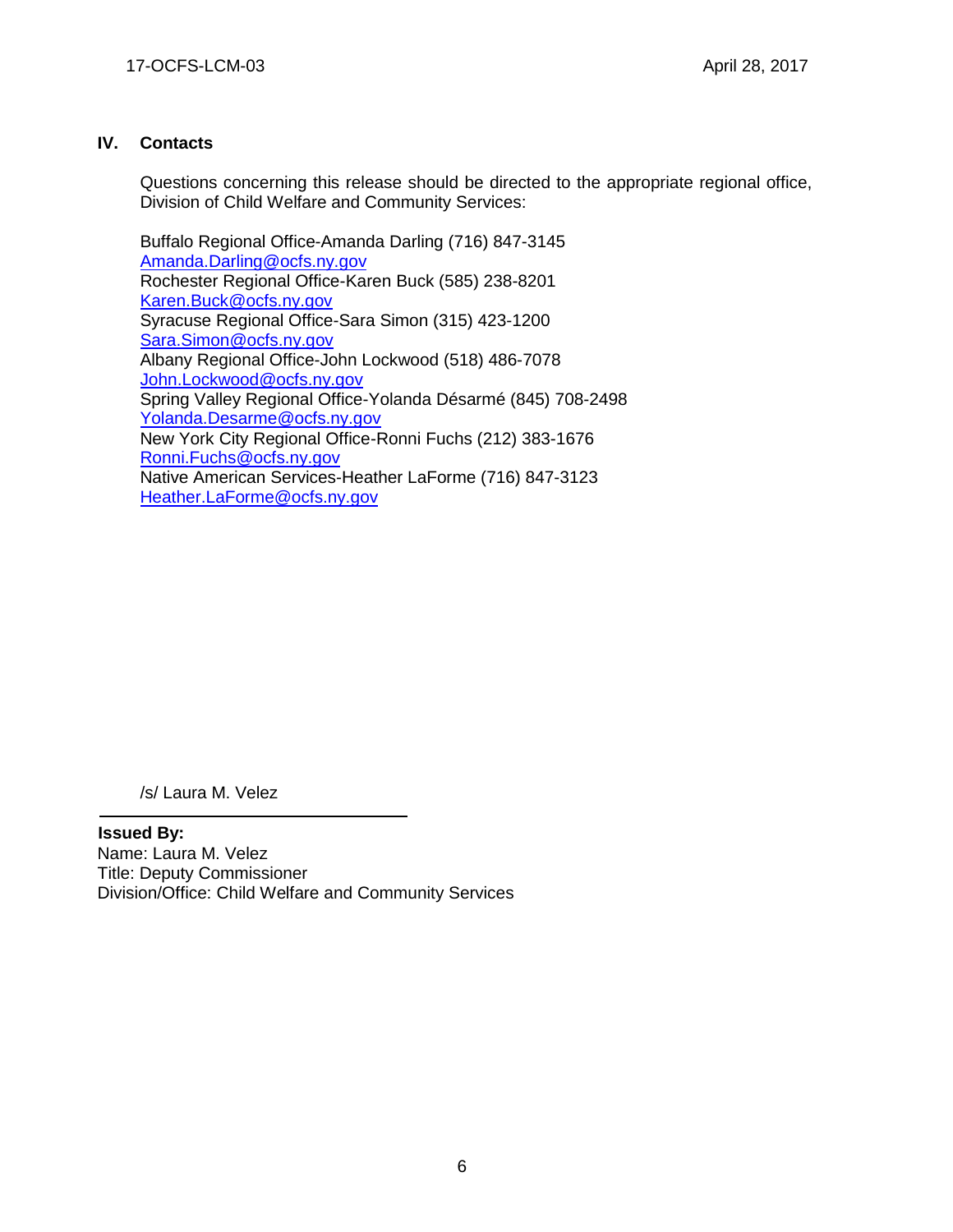## IV. Contacts

Questions concerning this release should be directed to the appropriate regional office, Division of Child Welfare and Community Services:

Buffalo Regional Office-Amanda Darling (716) 847-3145
Amanda.Darling@ocfs.ny.gov
Rochester Regional Office-Karen Buck (585) 238-8201
Karen.Buck@ocfs.ny.gov
Syracuse Regional Office-Sara Simon (315) 423-1200
Sara.Simon@ocfs.ny.gov
Albany Regional Office-John Lockwood (518) 486-7078
John.Lockwood@ocfs.ny.gov
Spring Valley Regional Office-Yolanda Désarmé (845) 708-2498
Yolanda.Desarme@ocfs.ny.gov
New York City Regional Office-Ronni Fuchs (212) 383-1676
Ronni.Fuchs@ocfs.ny.gov
Native American Services-Heather LaForme (716) 847-3123
Heather.LaForme@ocfs.ny.gov

/s/ Laura M. Velez

**Issued By:**
Name: Laura M. Velez
Title: Deputy Commissioner
Division/Office: Child Welfare and Community Services